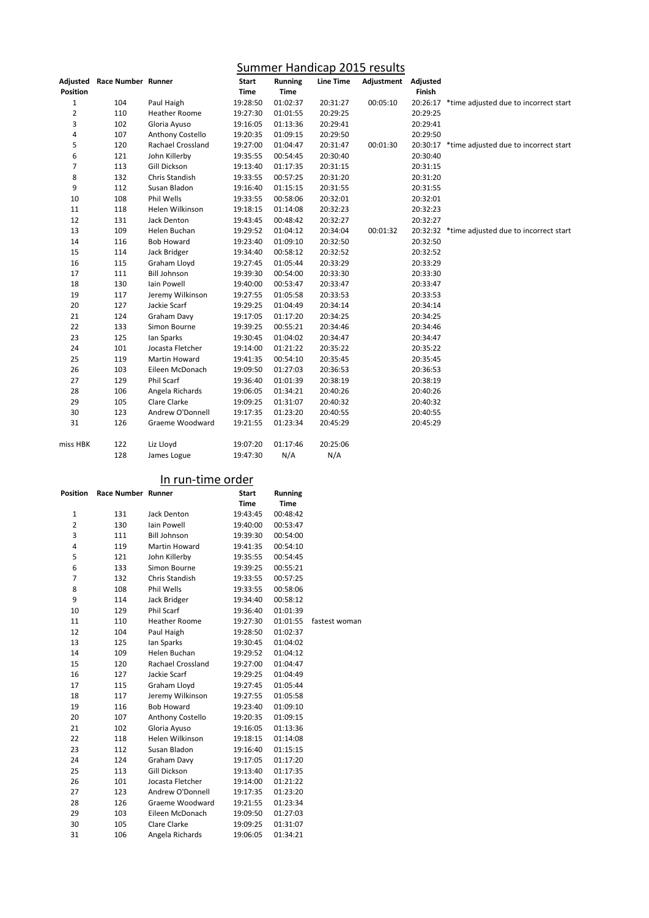# Summer Handicap 2015 results

| Adjusted Position | Race Number | Runner | Start Time | Running Time | Line Time | Adjustment | Adjusted Finish | |
|---|---|---|---|---|---|---|---|---|
| 1 | 104 | Paul Haigh | 19:28:50 | 01:02:37 | 20:31:27 | 00:05:10 | 20:26:17 | *time adjusted due to incorrect start |
| 2 | 110 | Heather Roome | 19:27:30 | 01:01:55 | 20:29:25 | | 20:29:25 | |
| 3 | 102 | Gloria Ayuso | 19:16:05 | 01:13:36 | 20:29:41 | | 20:29:41 | |
| 4 | 107 | Anthony Costello | 19:20:35 | 01:09:15 | 20:29:50 | | 20:29:50 | |
| 5 | 120 | Rachael Crossland | 19:27:00 | 01:04:47 | 20:31:47 | 00:01:30 | 20:30:17 | *time adjusted due to incorrect start |
| 6 | 121 | John Killerby | 19:35:55 | 00:54:45 | 20:30:40 | | 20:30:40 | |
| 7 | 113 | Gill Dickson | 19:13:40 | 01:17:35 | 20:31:15 | | 20:31:15 | |
| 8 | 132 | Chris Standish | 19:33:55 | 00:57:25 | 20:31:20 | | 20:31:20 | |
| 9 | 112 | Susan Bladon | 19:16:40 | 01:15:15 | 20:31:55 | | 20:31:55 | |
| 10 | 108 | Phil Wells | 19:33:55 | 00:58:06 | 20:32:01 | | 20:32:01 | |
| 11 | 118 | Helen Wilkinson | 19:18:15 | 01:14:08 | 20:32:23 | | 20:32:23 | |
| 12 | 131 | Jack Denton | 19:43:45 | 00:48:42 | 20:32:27 | | 20:32:27 | |
| 13 | 109 | Helen Buchan | 19:29:52 | 01:04:12 | 20:34:04 | 00:01:32 | 20:32:32 | *time adjusted due to incorrect start |
| 14 | 116 | Bob Howard | 19:23:40 | 01:09:10 | 20:32:50 | | 20:32:50 | |
| 15 | 114 | Jack Bridger | 19:34:40 | 00:58:12 | 20:32:52 | | 20:32:52 | |
| 16 | 115 | Graham Lloyd | 19:27:45 | 01:05:44 | 20:33:29 | | 20:33:29 | |
| 17 | 111 | Bill Johnson | 19:39:30 | 00:54:00 | 20:33:30 | | 20:33:30 | |
| 18 | 130 | Iain Powell | 19:40:00 | 00:53:47 | 20:33:47 | | 20:33:47 | |
| 19 | 117 | Jeremy Wilkinson | 19:27:55 | 01:05:58 | 20:33:53 | | 20:33:53 | |
| 20 | 127 | Jackie Scarf | 19:29:25 | 01:04:49 | 20:34:14 | | 20:34:14 | |
| 21 | 124 | Graham Davy | 19:17:05 | 01:17:20 | 20:34:25 | | 20:34:25 | |
| 22 | 133 | Simon Bourne | 19:39:25 | 00:55:21 | 20:34:46 | | 20:34:46 | |
| 23 | 125 | Ian Sparks | 19:30:45 | 01:04:02 | 20:34:47 | | 20:34:47 | |
| 24 | 101 | Jocasta Fletcher | 19:14:00 | 01:21:22 | 20:35:22 | | 20:35:22 | |
| 25 | 119 | Martin Howard | 19:41:35 | 00:54:10 | 20:35:45 | | 20:35:45 | |
| 26 | 103 | Eileen McDonach | 19:09:50 | 01:27:03 | 20:36:53 | | 20:36:53 | |
| 27 | 129 | Phil Scarf | 19:36:40 | 01:01:39 | 20:38:19 | | 20:38:19 | |
| 28 | 106 | Angela Richards | 19:06:05 | 01:34:21 | 20:40:26 | | 20:40:26 | |
| 29 | 105 | Clare Clarke | 19:09:25 | 01:31:07 | 20:40:32 | | 20:40:32 | |
| 30 | 123 | Andrew O'Donnell | 19:17:35 | 01:23:20 | 20:40:55 | | 20:40:55 | |
| 31 | 126 | Graeme Woodward | 19:21:55 | 01:23:34 | 20:45:29 | | 20:45:29 | |
| miss HBK | 122 | Liz Lloyd | 19:07:20 | 01:17:46 | 20:25:06 | | | |
| | 128 | James Logue | 19:47:30 | N/A | N/A | | | |

## In run-time order

| Position | Race Number | Runner | Start Time | Running Time | |
|---|---|---|---|---|---|
| 1 | 131 | Jack Denton | 19:43:45 | 00:48:42 | |
| 2 | 130 | Iain Powell | 19:40:00 | 00:53:47 | |
| 3 | 111 | Bill Johnson | 19:39:30 | 00:54:00 | |
| 4 | 119 | Martin Howard | 19:41:35 | 00:54:10 | |
| 5 | 121 | John Killerby | 19:35:55 | 00:54:45 | |
| 6 | 133 | Simon Bourne | 19:39:25 | 00:55:21 | |
| 7 | 132 | Chris Standish | 19:33:55 | 00:57:25 | |
| 8 | 108 | Phil Wells | 19:33:55 | 00:58:06 | |
| 9 | 114 | Jack Bridger | 19:34:40 | 00:58:12 | |
| 10 | 129 | Phil Scarf | 19:36:40 | 01:01:39 | |
| 11 | 110 | Heather Roome | 19:27:30 | 01:01:55 | fastest woman |
| 12 | 104 | Paul Haigh | 19:28:50 | 01:02:37 | |
| 13 | 125 | Ian Sparks | 19:30:45 | 01:04:02 | |
| 14 | 109 | Helen Buchan | 19:29:52 | 01:04:12 | |
| 15 | 120 | Rachael Crossland | 19:27:00 | 01:04:47 | |
| 16 | 127 | Jackie Scarf | 19:29:25 | 01:04:49 | |
| 17 | 115 | Graham Lloyd | 19:27:45 | 01:05:44 | |
| 18 | 117 | Jeremy Wilkinson | 19:27:55 | 01:05:58 | |
| 19 | 116 | Bob Howard | 19:23:40 | 01:09:10 | |
| 20 | 107 | Anthony Costello | 19:20:35 | 01:09:15 | |
| 21 | 102 | Gloria Ayuso | 19:16:05 | 01:13:36 | |
| 22 | 118 | Helen Wilkinson | 19:18:15 | 01:14:08 | |
| 23 | 112 | Susan Bladon | 19:16:40 | 01:15:15 | |
| 24 | 124 | Graham Davy | 19:17:05 | 01:17:20 | |
| 25 | 113 | Gill Dickson | 19:13:40 | 01:17:35 | |
| 26 | 101 | Jocasta Fletcher | 19:14:00 | 01:21:22 | |
| 27 | 123 | Andrew O'Donnell | 19:17:35 | 01:23:20 | |
| 28 | 126 | Graeme Woodward | 19:21:55 | 01:23:34 | |
| 29 | 103 | Eileen McDonach | 19:09:50 | 01:27:03 | |
| 30 | 105 | Clare Clarke | 19:09:25 | 01:31:07 | |
| 31 | 106 | Angela Richards | 19:06:05 | 01:34:21 | |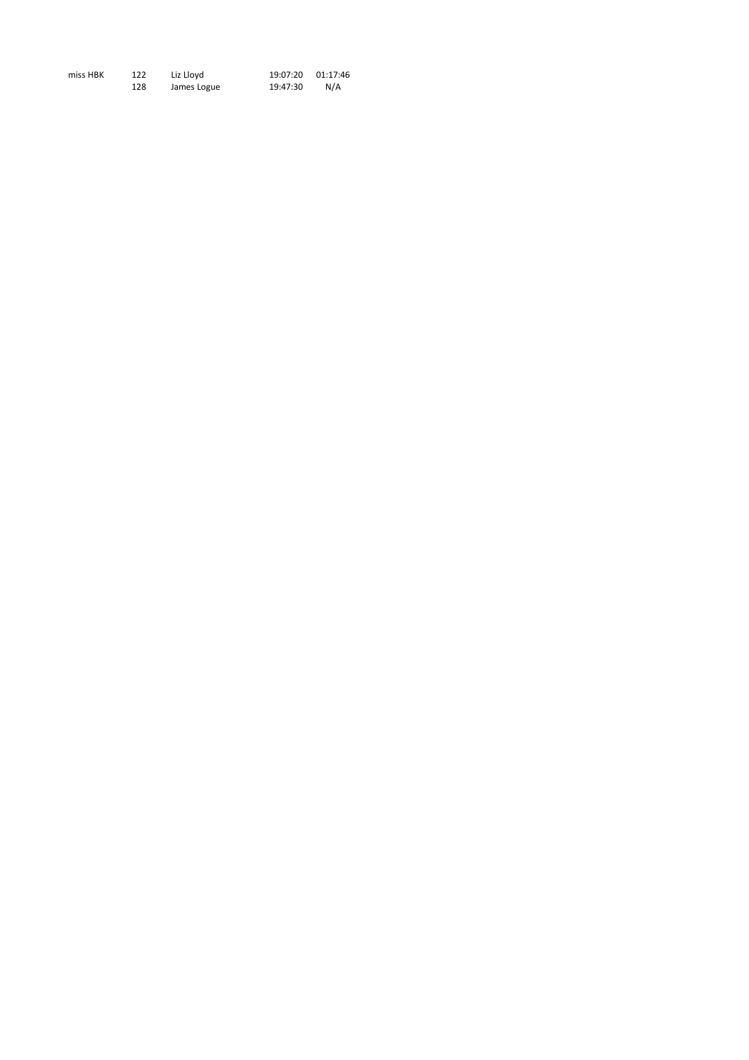| | | | | |
|---|---|---|---|---|
| miss HBK | 122 | Liz Lloyd | 19:07:20 | 01:17:46 |
| | 128 | James Logue | 19:47:30 | N/A |